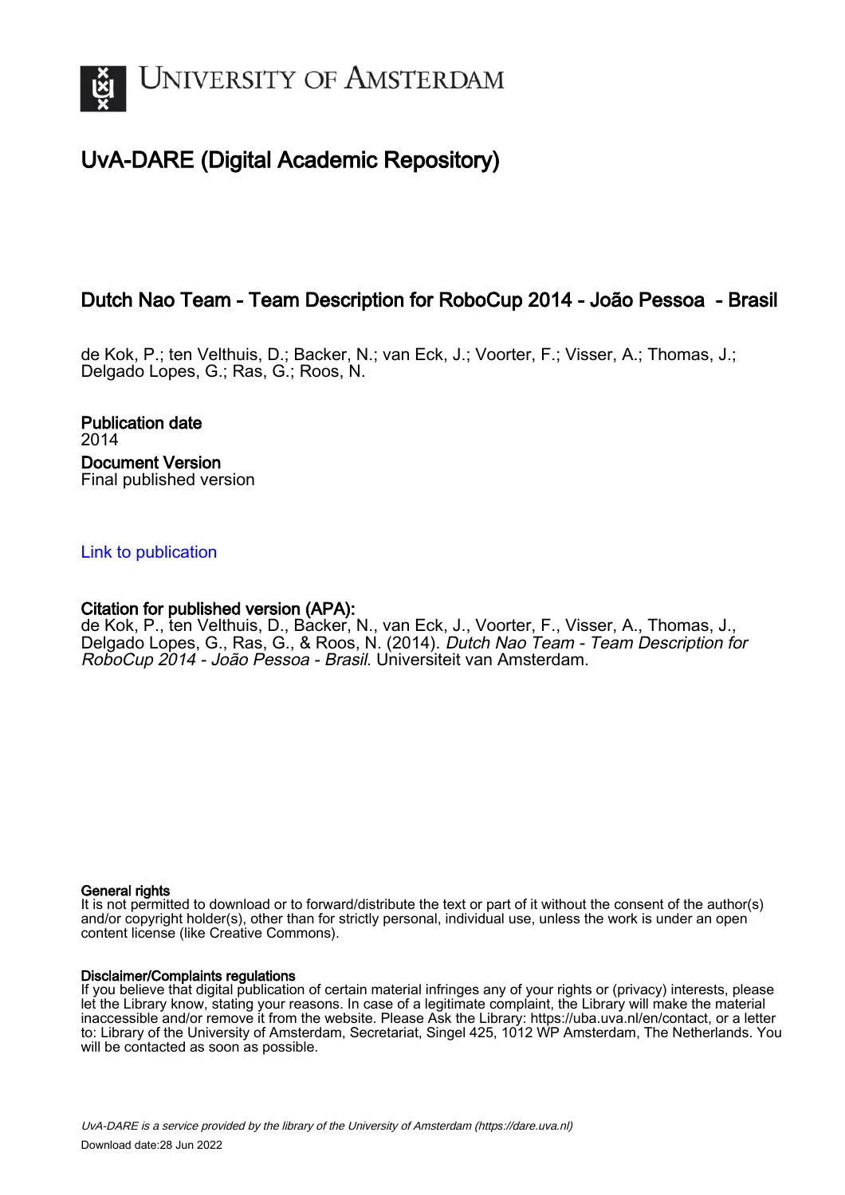# UvA-DARE (Digital Academic Repository)

## Dutch Nao Team - Team Description for RoboCup 2014 - João Pessoa - Brasil

de Kok, P.; ten Velthuis, D.; Backer, N.; van Eck, J.; Voorter, F.; Visser, A.; Thomas, J.; Delgado Lopes, G.; Ras, G.; Roos, N.

**Publication date**
2014

**Document Version**
Final published version

Link to publication

**Citation for published version (APA):**
de Kok, P., ten Velthuis, D., Backer, N., van Eck, J., Voorter, F., Visser, A., Thomas, J., Delgado Lopes, G., Ras, G., & Roos, N. (2014). *Dutch Nao Team - Team Description for RoboCup 2014 - João Pessoa - Brasil*. Universiteit van Amsterdam.

**General rights**
It is not permitted to download or to forward/distribute the text or part of it without the consent of the author(s) and/or copyright holder(s), other than for strictly personal, individual use, unless the work is under an open content license (like Creative Commons).

**Disclaimer/Complaints regulations**
If you believe that digital publication of certain material infringes any of your rights or (privacy) interests, please let the Library know, stating your reasons. In case of a legitimate complaint, the Library will make the material inaccessible and/or remove it from the website. Please Ask the Library: https://uba.uva.nl/en/contact, or a letter to: Library of the University of Amsterdam, Secretariat, Singel 425, 1012 WP Amsterdam, The Netherlands. You will be contacted as soon as possible.

UvA-DARE is a service provided by the library of the University of Amsterdam (https://dare.uva.nl)
Download date:28 Jun 2022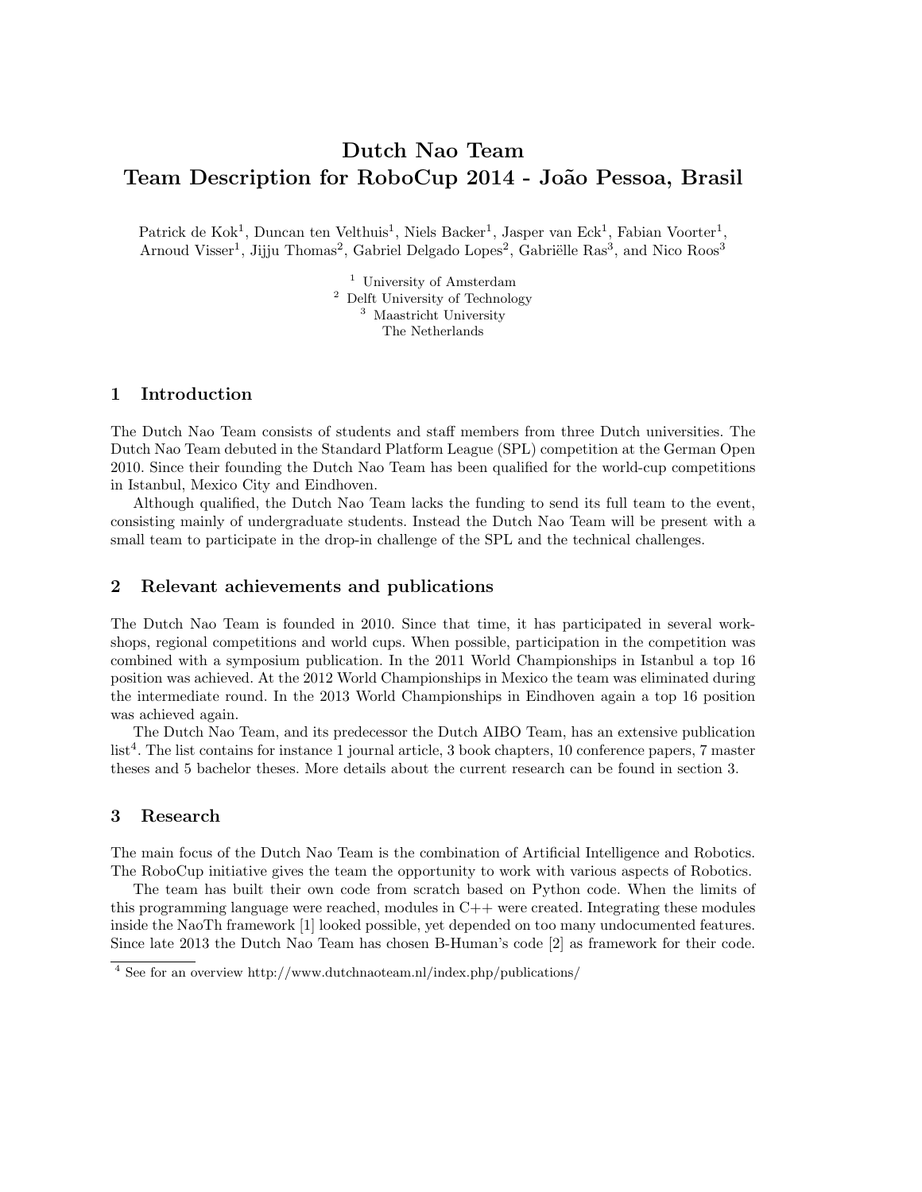# Dutch Nao Team
# Team Description for RoboCup 2014 - João Pessoa, Brasil

Patrick de Kok[1], Duncan ten Velthuis[1], Niels Backer[1], Jasper van Eck[1], Fabian Voorter[1], Arnoud Visser[1], Jijju Thomas[2], Gabriel Delgado Lopes[2], Gabriëlle Ras[3], and Nico Roos[3]

[1] University of Amsterdam
[2] Delft University of Technology
[3] Maastricht University
The Netherlands

## 1 Introduction

The Dutch Nao Team consists of students and staff members from three Dutch universities. The Dutch Nao Team debuted in the Standard Platform League (SPL) competition at the German Open 2010. Since their founding the Dutch Nao Team has been qualified for the world-cup competitions in Istanbul, Mexico City and Eindhoven.

Although qualified, the Dutch Nao Team lacks the funding to send its full team to the event, consisting mainly of undergraduate students. Instead the Dutch Nao Team will be present with a small team to participate in the drop-in challenge of the SPL and the technical challenges.

## 2 Relevant achievements and publications

The Dutch Nao Team is founded in 2010. Since that time, it has participated in several workshops, regional competitions and world cups. When possible, participation in the competition was combined with a symposium publication. In the 2011 World Championships in Istanbul a top 16 position was achieved. At the 2012 World Championships in Mexico the team was eliminated during the intermediate round. In the 2013 World Championships in Eindhoven again a top 16 position was achieved again.

The Dutch Nao Team, and its predecessor the Dutch AIBO Team, has an extensive publication list[4]. The list contains for instance 1 journal article, 3 book chapters, 10 conference papers, 7 master theses and 5 bachelor theses. More details about the current research can be found in section 3.

## 3 Research

The main focus of the Dutch Nao Team is the combination of Artificial Intelligence and Robotics. The RoboCup initiative gives the team the opportunity to work with various aspects of Robotics.

The team has built their own code from scratch based on Python code. When the limits of this programming language were reached, modules in C++ were created. Integrating these modules inside the NaoTh framework [1] looked possible, yet depended on too many undocumented features. Since late 2013 the Dutch Nao Team has chosen B-Human's code [2] as framework for their code.

[4] See for an overview http://www.dutchnaoteam.nl/index.php/publications/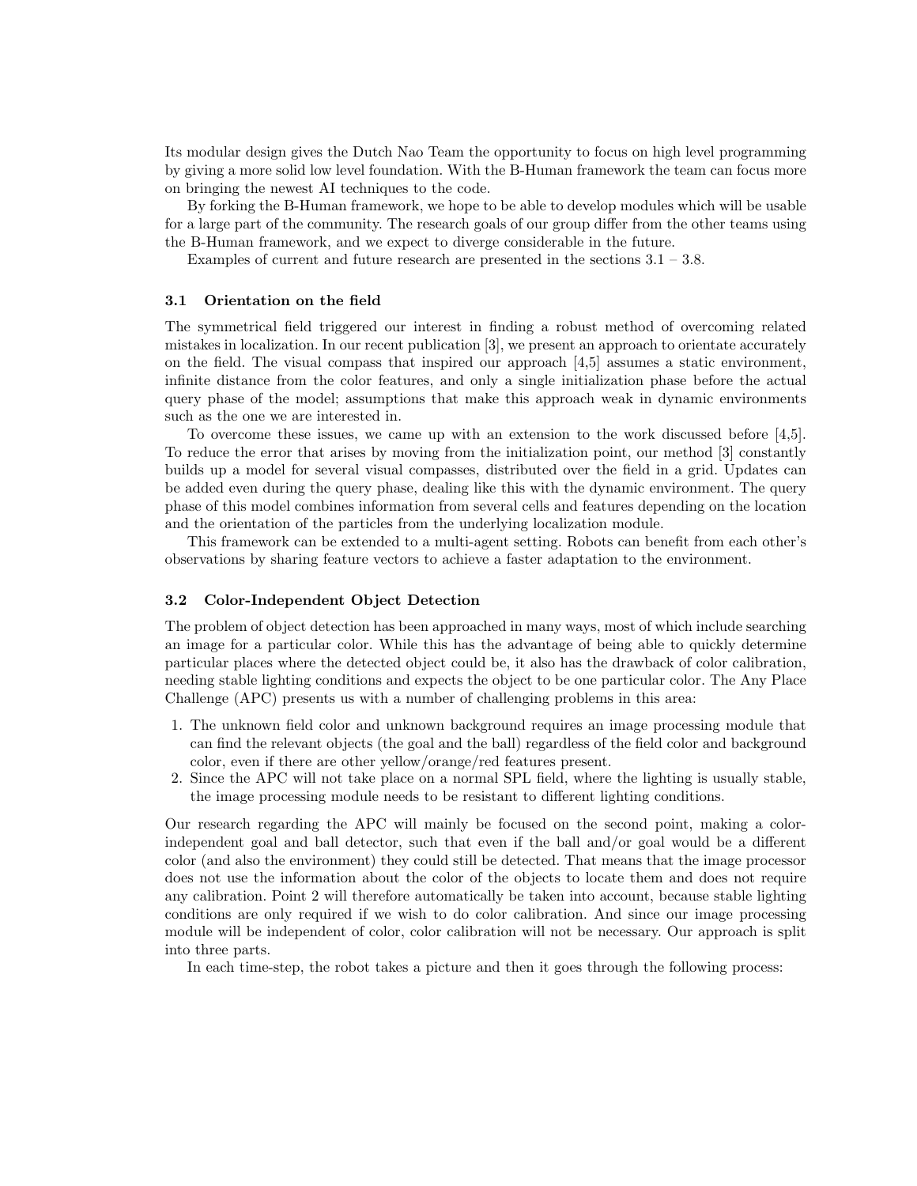Its modular design gives the Dutch Nao Team the opportunity to focus on high level programming by giving a more solid low level foundation. With the B-Human framework the team can focus more on bringing the newest AI techniques to the code.

By forking the B-Human framework, we hope to be able to develop modules which will be usable for a large part of the community. The research goals of our group differ from the other teams using the B-Human framework, and we expect to diverge considerable in the future.

Examples of current and future research are presented in the sections 3.1 – 3.8.

### 3.1 Orientation on the field

The symmetrical field triggered our interest in finding a robust method of overcoming related mistakes in localization. In our recent publication [3], we present an approach to orientate accurately on the field. The visual compass that inspired our approach [4,5] assumes a static environment, infinite distance from the color features, and only a single initialization phase before the actual query phase of the model; assumptions that make this approach weak in dynamic environments such as the one we are interested in.

To overcome these issues, we came up with an extension to the work discussed before [4,5]. To reduce the error that arises by moving from the initialization point, our method [3] constantly builds up a model for several visual compasses, distributed over the field in a grid. Updates can be added even during the query phase, dealing like this with the dynamic environment. The query phase of this model combines information from several cells and features depending on the location and the orientation of the particles from the underlying localization module.

This framework can be extended to a multi-agent setting. Robots can benefit from each other's observations by sharing feature vectors to achieve a faster adaptation to the environment.

### 3.2 Color-Independent Object Detection

The problem of object detection has been approached in many ways, most of which include searching an image for a particular color. While this has the advantage of being able to quickly determine particular places where the detected object could be, it also has the drawback of color calibration, needing stable lighting conditions and expects the object to be one particular color. The Any Place Challenge (APC) presents us with a number of challenging problems in this area:

1. The unknown field color and unknown background requires an image processing module that can find the relevant objects (the goal and the ball) regardless of the field color and background color, even if there are other yellow/orange/red features present.
2. Since the APC will not take place on a normal SPL field, where the lighting is usually stable, the image processing module needs to be resistant to different lighting conditions.

Our research regarding the APC will mainly be focused on the second point, making a color-independent goal and ball detector, such that even if the ball and/or goal would be a different color (and also the environment) they could still be detected. That means that the image processor does not use the information about the color of the objects to locate them and does not require any calibration. Point 2 will therefore automatically be taken into account, because stable lighting conditions are only required if we wish to do color calibration. And since our image processing module will be independent of color, color calibration will not be necessary. Our approach is split into three parts.

In each time-step, the robot takes a picture and then it goes through the following process: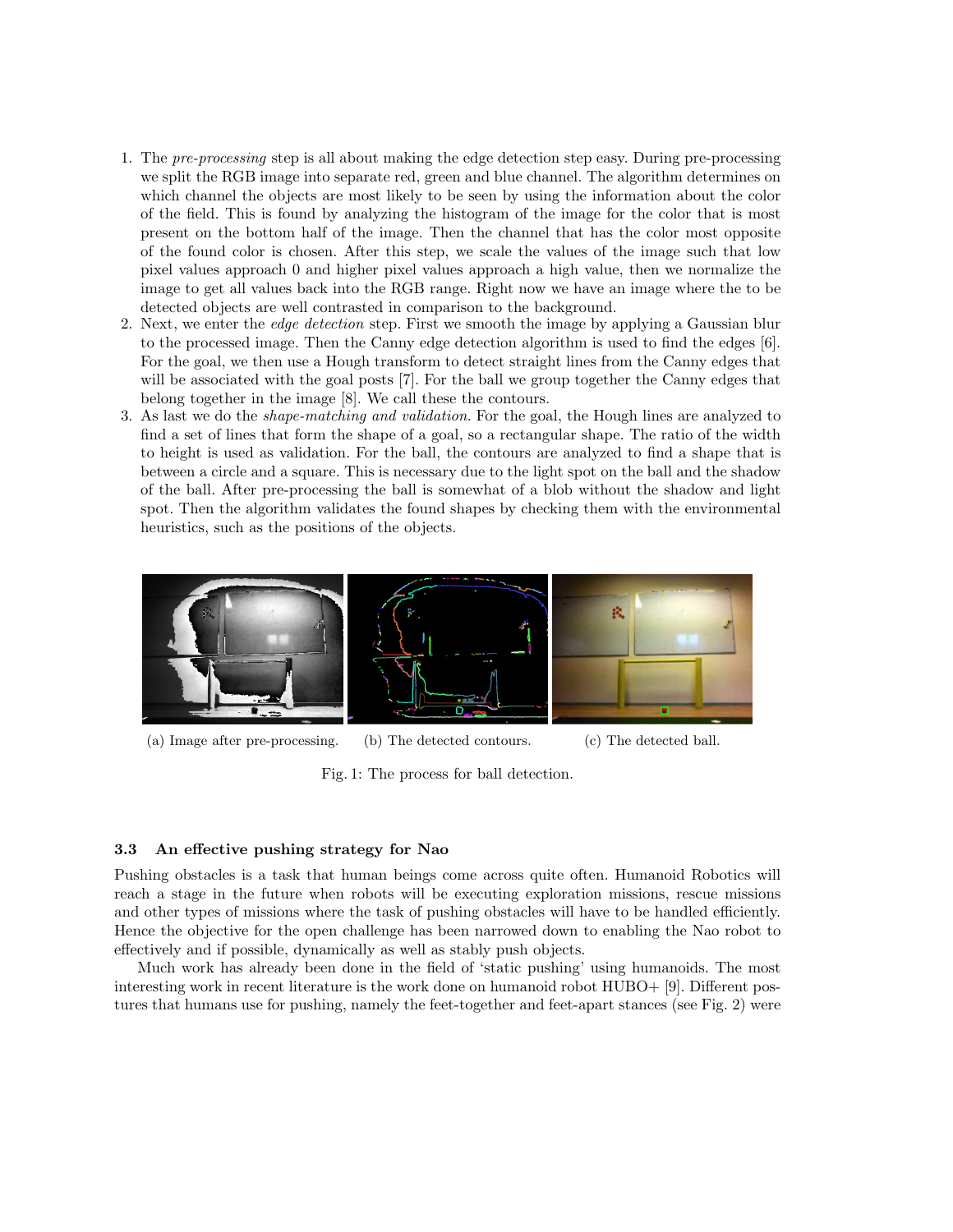1. The *pre-processing* step is all about making the edge detection step easy. During pre-processing we split the RGB image into separate red, green and blue channel. The algorithm determines on which channel the objects are most likely to be seen by using the information about the color of the field. This is found by analyzing the histogram of the image for the color that is most present on the bottom half of the image. Then the channel that has the color most opposite of the found color is chosen. After this step, we scale the values of the image such that low pixel values approach 0 and higher pixel values approach a high value, then we normalize the image to get all values back into the RGB range. Right now we have an image where the to be detected objects are well contrasted in comparison to the background.
2. Next, we enter the *edge detection* step. First we smooth the image by applying a Gaussian blur to the processed image. Then the Canny edge detection algorithm is used to find the edges [6]. For the goal, we then use a Hough transform to detect straight lines from the Canny edges that will be associated with the goal posts [7]. For the ball we group together the Canny edges that belong together in the image [8]. We call these the contours.
3. As last we do the *shape-matching and validation*. For the goal, the Hough lines are analyzed to find a set of lines that form the shape of a goal, so a rectangular shape. The ratio of the width to height is used as validation. For the ball, the contours are analyzed to find a shape that is between a circle and a square. This is necessary due to the light spot on the ball and the shadow of the ball. After pre-processing the ball is somewhat of a blob without the shadow and light spot. Then the algorithm validates the found shapes by checking them with the environmental heuristics, such as the positions of the objects.

(a) Image after pre-processing. (b) The detected contours. (c) The detected ball.

Fig. 1: The process for ball detection.

### 3.3 An effective pushing strategy for Nao

Pushing obstacles is a task that human beings come across quite often. Humanoid Robotics will reach a stage in the future when robots will be executing exploration missions, rescue missions and other types of missions where the task of pushing obstacles will have to be handled efficiently. Hence the objective for the open challenge has been narrowed down to enabling the Nao robot to effectively and if possible, dynamically as well as stably push objects.

Much work has already been done in the field of 'static pushing' using humanoids. The most interesting work in recent literature is the work done on humanoid robot HUBO+ [9]. Different postures that humans use for pushing, namely the feet-together and feet-apart stances (see Fig. 2) were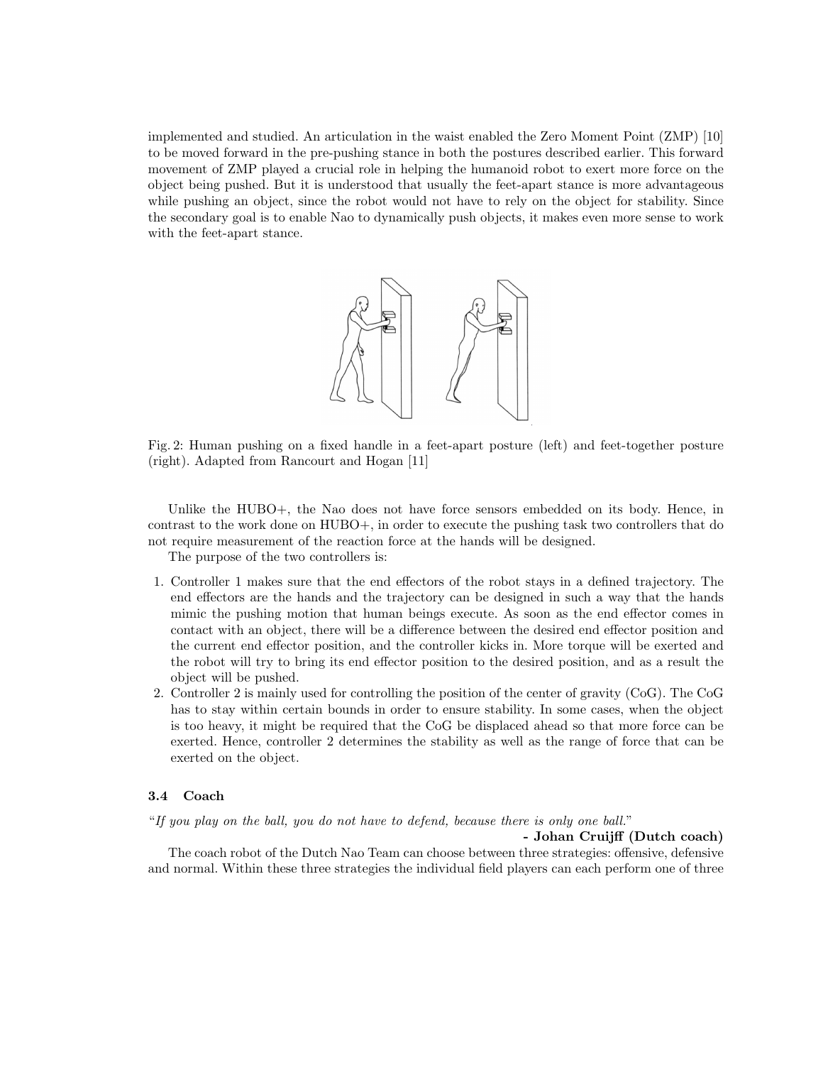implemented and studied. An articulation in the waist enabled the Zero Moment Point (ZMP) [10] to be moved forward in the pre-pushing stance in both the postures described earlier. This forward movement of ZMP played a crucial role in helping the humanoid robot to exert more force on the object being pushed. But it is understood that usually the feet-apart stance is more advantageous while pushing an object, since the robot would not have to rely on the object for stability. Since the secondary goal is to enable Nao to dynamically push objects, it makes even more sense to work with the feet-apart stance.

Fig. 2: Human pushing on a fixed handle in a feet-apart posture (left) and feet-together posture (right). Adapted from Rancourt and Hogan [11]

Unlike the HUBO+, the Nao does not have force sensors embedded on its body. Hence, in contrast to the work done on HUBO+, in order to execute the pushing task two controllers that do not require measurement of the reaction force at the hands will be designed.

The purpose of the two controllers is:

1. Controller 1 makes sure that the end effectors of the robot stays in a defined trajectory. The end effectors are the hands and the trajectory can be designed in such a way that the hands mimic the pushing motion that human beings execute. As soon as the end effector comes in contact with an object, there will be a difference between the desired end effector position and the current end effector position, and the controller kicks in. More torque will be exerted and the robot will try to bring its end effector position to the desired position, and as a result the object will be pushed.
2. Controller 2 is mainly used for controlling the position of the center of gravity (CoG). The CoG has to stay within certain bounds in order to ensure stability. In some cases, when the object is too heavy, it might be required that the CoG be displaced ahead so that more force can be exerted. Hence, controller 2 determines the stability as well as the range of force that can be exerted on the object.

### 3.4 Coach

"*If you play on the ball, you do not have to defend, because there is only one ball.*"

**- Johan Cruijff (Dutch coach)**

The coach robot of the Dutch Nao Team can choose between three strategies: offensive, defensive and normal. Within these three strategies the individual field players can each perform one of three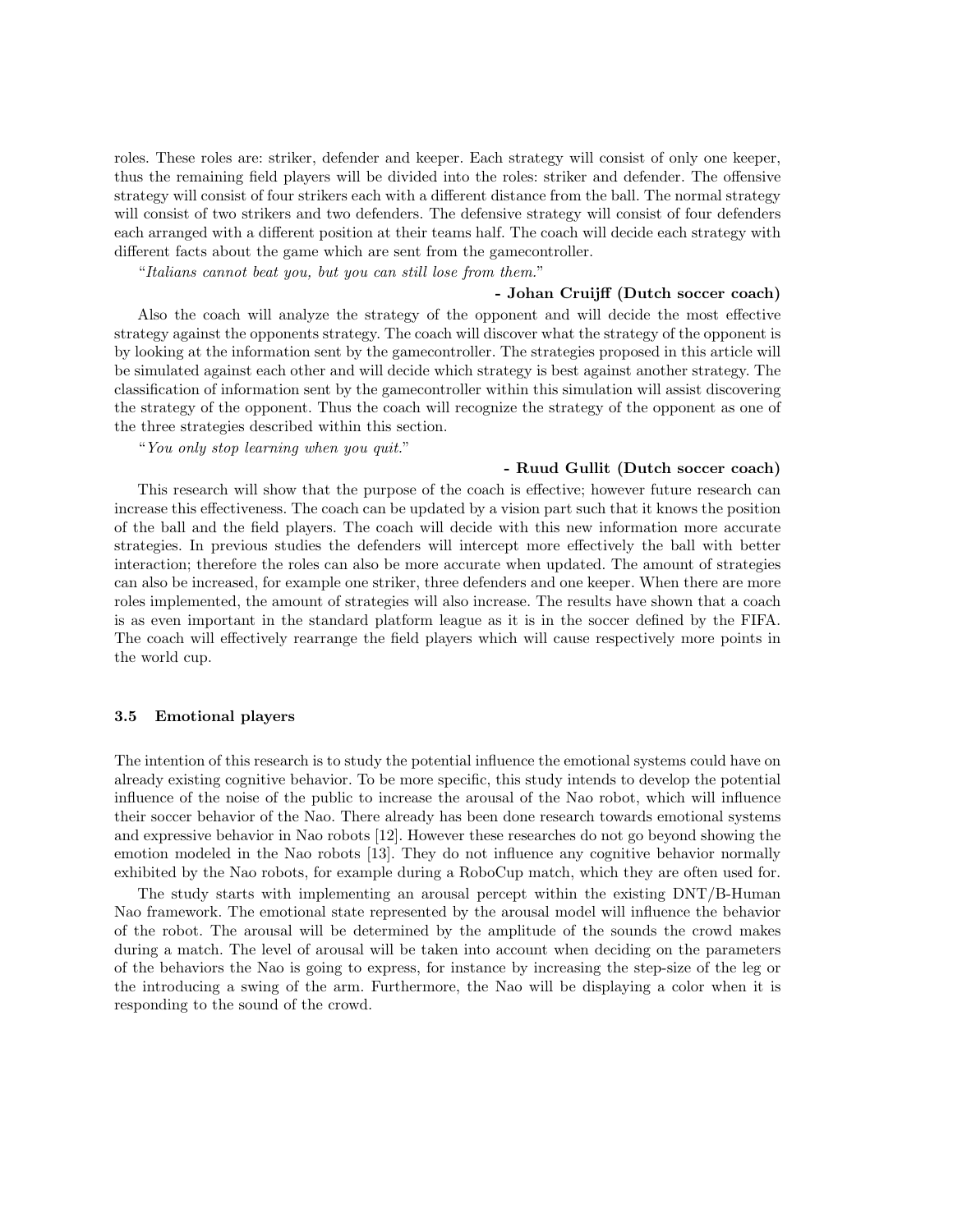roles. These roles are: striker, defender and keeper. Each strategy will consist of only one keeper, thus the remaining field players will be divided into the roles: striker and defender. The offensive strategy will consist of four strikers each with a different distance from the ball. The normal strategy will consist of two strikers and two defenders. The defensive strategy will consist of four defenders each arranged with a different position at their teams half. The coach will decide each strategy with different facts about the game which are sent from the gamecontroller.

"*Italians cannot beat you, but you can still lose from them.*"

**- Johan Cruijff (Dutch soccer coach)**

Also the coach will analyze the strategy of the opponent and will decide the most effective strategy against the opponents strategy. The coach will discover what the strategy of the opponent is by looking at the information sent by the gamecontroller. The strategies proposed in this article will be simulated against each other and will decide which strategy is best against another strategy. The classification of information sent by the gamecontroller within this simulation will assist discovering the strategy of the opponent. Thus the coach will recognize the strategy of the opponent as one of the three strategies described within this section.

"*You only stop learning when you quit.*"

**- Ruud Gullit (Dutch soccer coach)**

This research will show that the purpose of the coach is effective; however future research can increase this effectiveness. The coach can be updated by a vision part such that it knows the position of the ball and the field players. The coach will decide with this new information more accurate strategies. In previous studies the defenders will intercept more effectively the ball with better interaction; therefore the roles can also be more accurate when updated. The amount of strategies can also be increased, for example one striker, three defenders and one keeper. When there are more roles implemented, the amount of strategies will also increase. The results have shown that a coach is as even important in the standard platform league as it is in the soccer defined by the FIFA. The coach will effectively rearrange the field players which will cause respectively more points in the world cup.

### 3.5 Emotional players

The intention of this research is to study the potential influence the emotional systems could have on already existing cognitive behavior. To be more specific, this study intends to develop the potential influence of the noise of the public to increase the arousal of the Nao robot, which will influence their soccer behavior of the Nao. There already has been done research towards emotional systems and expressive behavior in Nao robots [12]. However these researches do not go beyond showing the emotion modeled in the Nao robots [13]. They do not influence any cognitive behavior normally exhibited by the Nao robots, for example during a RoboCup match, which they are often used for.

The study starts with implementing an arousal percept within the existing DNT/B-Human Nao framework. The emotional state represented by the arousal model will influence the behavior of the robot. The arousal will be determined by the amplitude of the sounds the crowd makes during a match. The level of arousal will be taken into account when deciding on the parameters of the behaviors the Nao is going to express, for instance by increasing the step-size of the leg or the introducing a swing of the arm. Furthermore, the Nao will be displaying a color when it is responding to the sound of the crowd.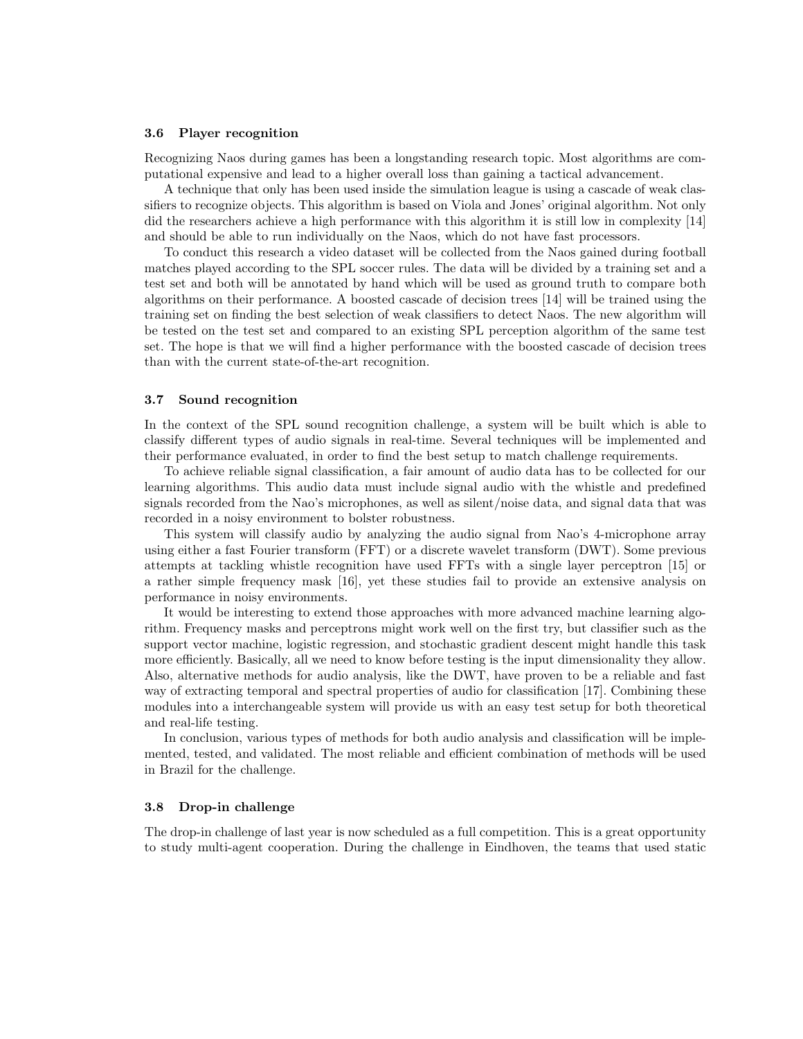### 3.6 Player recognition

Recognizing Naos during games has been a longstanding research topic. Most algorithms are computational expensive and lead to a higher overall loss than gaining a tactical advancement.

A technique that only has been used inside the simulation league is using a cascade of weak classifiers to recognize objects. This algorithm is based on Viola and Jones' original algorithm. Not only did the researchers achieve a high performance with this algorithm it is still low in complexity [14] and should be able to run individually on the Naos, which do not have fast processors.

To conduct this research a video dataset will be collected from the Naos gained during football matches played according to the SPL soccer rules. The data will be divided by a training set and a test set and both will be annotated by hand which will be used as ground truth to compare both algorithms on their performance. A boosted cascade of decision trees [14] will be trained using the training set on finding the best selection of weak classifiers to detect Naos. The new algorithm will be tested on the test set and compared to an existing SPL perception algorithm of the same test set. The hope is that we will find a higher performance with the boosted cascade of decision trees than with the current state-of-the-art recognition.

### 3.7 Sound recognition

In the context of the SPL sound recognition challenge, a system will be built which is able to classify different types of audio signals in real-time. Several techniques will be implemented and their performance evaluated, in order to find the best setup to match challenge requirements.

To achieve reliable signal classification, a fair amount of audio data has to be collected for our learning algorithms. This audio data must include signal audio with the whistle and predefined signals recorded from the Nao's microphones, as well as silent/noise data, and signal data that was recorded in a noisy environment to bolster robustness.

This system will classify audio by analyzing the audio signal from Nao's 4-microphone array using either a fast Fourier transform (FFT) or a discrete wavelet transform (DWT). Some previous attempts at tackling whistle recognition have used FFTs with a single layer perceptron [15] or a rather simple frequency mask [16], yet these studies fail to provide an extensive analysis on performance in noisy environments.

It would be interesting to extend those approaches with more advanced machine learning algorithm. Frequency masks and perceptrons might work well on the first try, but classifier such as the support vector machine, logistic regression, and stochastic gradient descent might handle this task more efficiently. Basically, all we need to know before testing is the input dimensionality they allow. Also, alternative methods for audio analysis, like the DWT, have proven to be a reliable and fast way of extracting temporal and spectral properties of audio for classification [17]. Combining these modules into a interchangeable system will provide us with an easy test setup for both theoretical and real-life testing.

In conclusion, various types of methods for both audio analysis and classification will be implemented, tested, and validated. The most reliable and efficient combination of methods will be used in Brazil for the challenge.

### 3.8 Drop-in challenge

The drop-in challenge of last year is now scheduled as a full competition. This is a great opportunity to study multi-agent cooperation. During the challenge in Eindhoven, the teams that used static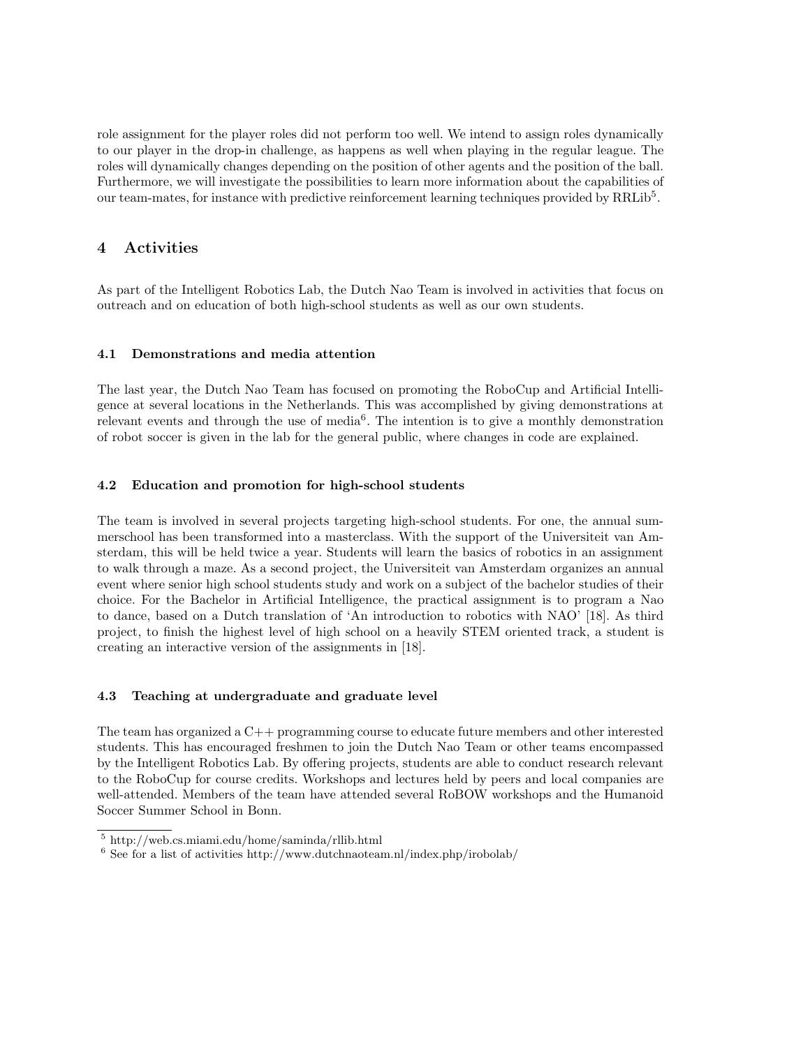role assignment for the player roles did not perform too well. We intend to assign roles dynamically to our player in the drop-in challenge, as happens as well when playing in the regular league. The roles will dynamically changes depending on the position of other agents and the position of the ball. Furthermore, we will investigate the possibilities to learn more information about the capabilities of our team-mates, for instance with predictive reinforcement learning techniques provided by RRLib[5].

## 4 Activities

As part of the Intelligent Robotics Lab, the Dutch Nao Team is involved in activities that focus on outreach and on education of both high-school students as well as our own students.

### 4.1 Demonstrations and media attention

The last year, the Dutch Nao Team has focused on promoting the RoboCup and Artificial Intelligence at several locations in the Netherlands. This was accomplished by giving demonstrations at relevant events and through the use of media[6]. The intention is to give a monthly demonstration of robot soccer is given in the lab for the general public, where changes in code are explained.

### 4.2 Education and promotion for high-school students

The team is involved in several projects targeting high-school students. For one, the annual summerschool has been transformed into a masterclass. With the support of the Universiteit van Amsterdam, this will be held twice a year. Students will learn the basics of robotics in an assignment to walk through a maze. As a second project, the Universiteit van Amsterdam organizes an annual event where senior high school students study and work on a subject of the bachelor studies of their choice. For the Bachelor in Artificial Intelligence, the practical assignment is to program a Nao to dance, based on a Dutch translation of 'An introduction to robotics with NAO' [18]. As third project, to finish the highest level of high school on a heavily STEM oriented track, a student is creating an interactive version of the assignments in [18].

### 4.3 Teaching at undergraduate and graduate level

The team has organized a C++ programming course to educate future members and other interested students. This has encouraged freshmen to join the Dutch Nao Team or other teams encompassed by the Intelligent Robotics Lab. By offering projects, students are able to conduct research relevant to the RoboCup for course credits. Workshops and lectures held by peers and local companies are well-attended. Members of the team have attended several RoBOW workshops and the Humanoid Soccer Summer School in Bonn.

[5] http://web.cs.miami.edu/home/saminda/rllib.html

[6] See for a list of activities http://www.dutchnaoteam.nl/index.php/irobolab/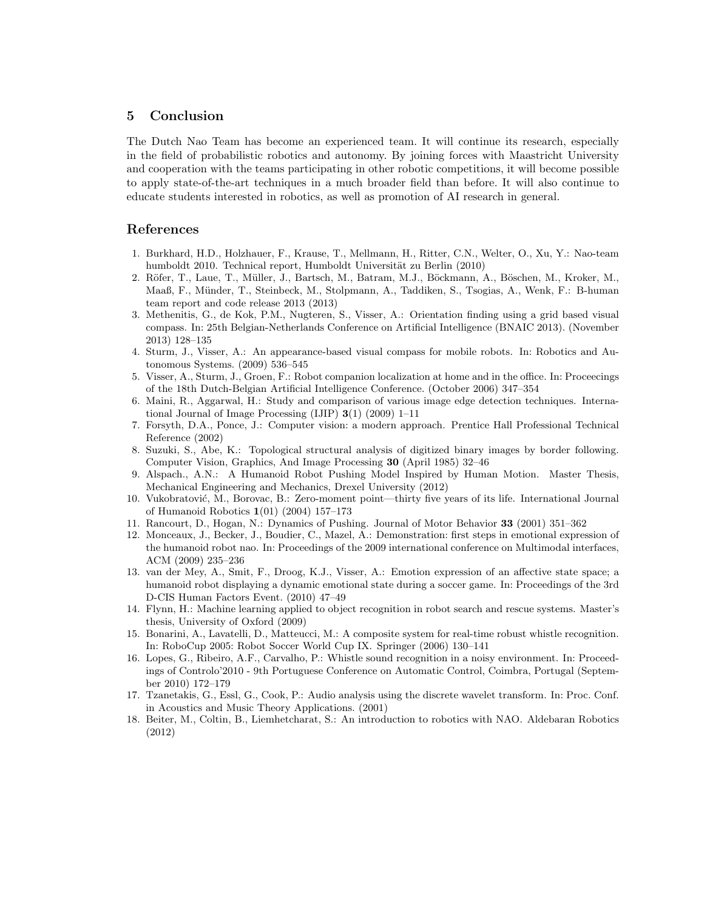## 5 Conclusion

The Dutch Nao Team has become an experienced team. It will continue its research, especially in the field of probabilistic robotics and autonomy. By joining forces with Maastricht University and cooperation with the teams participating in other robotic competitions, it will become possible to apply state-of-the-art techniques in a much broader field than before. It will also continue to educate students interested in robotics, as well as promotion of AI research in general.

## References

1. Burkhard, H.D., Holzhauer, F., Krause, T., Mellmann, H., Ritter, C.N., Welter, O., Xu, Y.: Nao-team humboldt 2010. Technical report, Humboldt Universität zu Berlin (2010)
2. Röfer, T., Laue, T., Müller, J., Bartsch, M., Batram, M.J., Böckmann, A., Böschen, M., Kroker, M., Maaß, F., Münder, T., Steinbeck, M., Stolpmann, A., Taddiken, S., Tsogias, A., Wenk, F.: B-human team report and code release 2013 (2013)
3. Methenitis, G., de Kok, P.M., Nugteren, S., Visser, A.: Orientation finding using a grid based visual compass. In: 25th Belgian-Netherlands Conference on Artificial Intelligence (BNAIC 2013). (November 2013) 128–135
4. Sturm, J., Visser, A.: An appearance-based visual compass for mobile robots. In: Robotics and Autonomous Systems. (2009) 536–545
5. Visser, A., Sturm, J., Groen, F.: Robot companion localization at home and in the office. In: Proceecings of the 18th Dutch-Belgian Artificial Intelligence Conference. (October 2006) 347–354
6. Maini, R., Aggarwal, H.: Study and comparison of various image edge detection techniques. International Journal of Image Processing (IJIP) **3**(1) (2009) 1–11
7. Forsyth, D.A., Ponce, J.: Computer vision: a modern approach. Prentice Hall Professional Technical Reference (2002)
8. Suzuki, S., Abe, K.: Topological structural analysis of digitized binary images by border following. Computer Vision, Graphics, And Image Processing **30** (April 1985) 32–46
9. Alspach., A.N.: A Humanoid Robot Pushing Model Inspired by Human Motion. Master Thesis, Mechanical Engineering and Mechanics, Drexel University (2012)
10. Vukobratović, M., Borovac, B.: Zero-moment point—thirty five years of its life. International Journal of Humanoid Robotics **1**(01) (2004) 157–173
11. Rancourt, D., Hogan, N.: Dynamics of Pushing. Journal of Motor Behavior **33** (2001) 351–362
12. Monceaux, J., Becker, J., Boudier, C., Mazel, A.: Demonstration: first steps in emotional expression of the humanoid robot nao. In: Proceedings of the 2009 international conference on Multimodal interfaces, ACM (2009) 235–236
13. van der Mey, A., Smit, F., Droog, K.J., Visser, A.: Emotion expression of an affective state space; a humanoid robot displaying a dynamic emotional state during a soccer game. In: Proceedings of the 3rd D-CIS Human Factors Event. (2010) 47–49
14. Flynn, H.: Machine learning applied to object recognition in robot search and rescue systems. Master's thesis, University of Oxford (2009)
15. Bonarini, A., Lavatelli, D., Matteucci, M.: A composite system for real-time robust whistle recognition. In: RoboCup 2005: Robot Soccer World Cup IX. Springer (2006) 130–141
16. Lopes, G., Ribeiro, A.F., Carvalho, P.: Whistle sound recognition in a noisy environment. In: Proceedings of Controlo'2010 - 9th Portuguese Conference on Automatic Control, Coimbra, Portugal (September 2010) 172–179
17. Tzanetakis, G., Essl, G., Cook, P.: Audio analysis using the discrete wavelet transform. In: Proc. Conf. in Acoustics and Music Theory Applications. (2001)
18. Beiter, M., Coltin, B., Liemhetcharat, S.: An introduction to robotics with NAO. Aldebaran Robotics (2012)